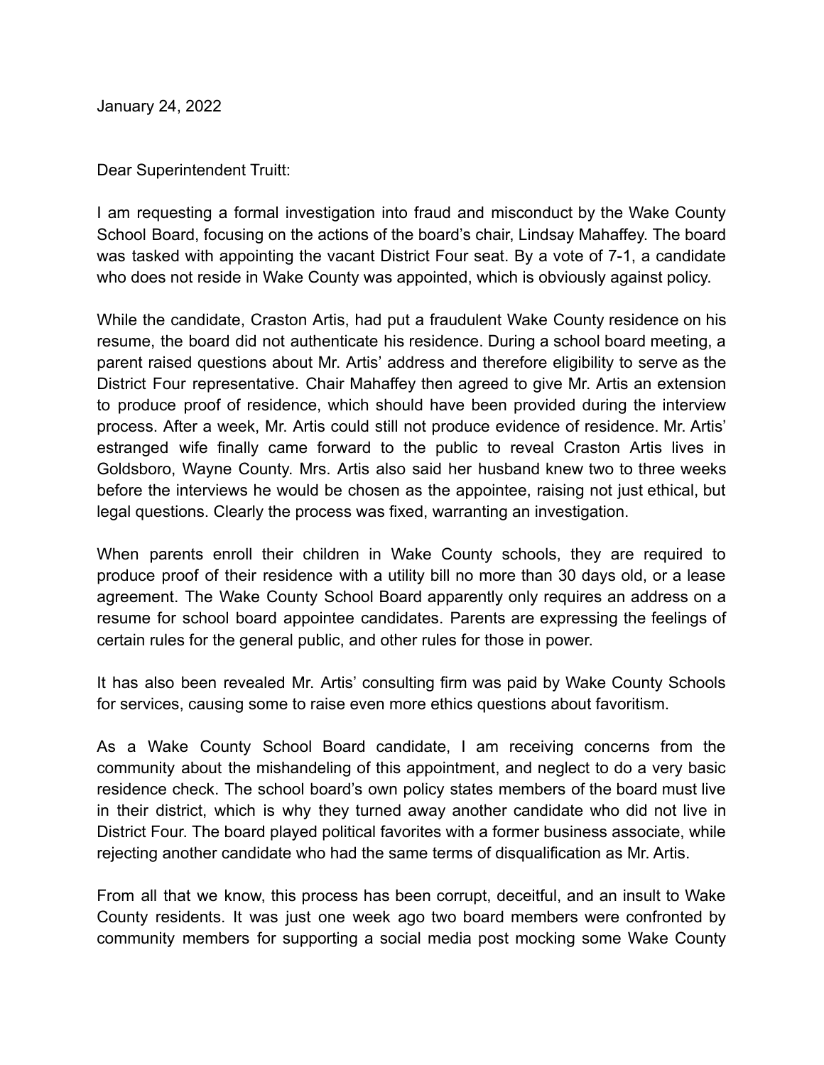January 24, 2022

Dear Superintendent Truitt:

I am requesting a formal investigation into fraud and misconduct by the Wake County School Board, focusing on the actions of the board's chair, Lindsay Mahaffey. The board was tasked with appointing the vacant District Four seat. By a vote of 7-1, a candidate who does not reside in Wake County was appointed, which is obviously against policy.

While the candidate, Craston Artis, had put a fraudulent Wake County residence on his resume, the board did not authenticate his residence. During a school board meeting, a parent raised questions about Mr. Artis' address and therefore eligibility to serve as the District Four representative. Chair Mahaffey then agreed to give Mr. Artis an extension to produce proof of residence, which should have been provided during the interview process. After a week, Mr. Artis could still not produce evidence of residence. Mr. Artis' estranged wife finally came forward to the public to reveal Craston Artis lives in Goldsboro, Wayne County. Mrs. Artis also said her husband knew two to three weeks before the interviews he would be chosen as the appointee, raising not just ethical, but legal questions. Clearly the process was fixed, warranting an investigation.

When parents enroll their children in Wake County schools, they are required to produce proof of their residence with a utility bill no more than 30 days old, or a lease agreement. The Wake County School Board apparently only requires an address on a resume for school board appointee candidates. Parents are expressing the feelings of certain rules for the general public, and other rules for those in power.

It has also been revealed Mr. Artis' consulting firm was paid by Wake County Schools for services, causing some to raise even more ethics questions about favoritism.

As a Wake County School Board candidate, I am receiving concerns from the community about the mishandeling of this appointment, and neglect to do a very basic residence check. The school board's own policy states members of the board must live in their district, which is why they turned away another candidate who did not live in District Four. The board played political favorites with a former business associate, while rejecting another candidate who had the same terms of disqualification as Mr. Artis.

From all that we know, this process has been corrupt, deceitful, and an insult to Wake County residents. It was just one week ago two board members were confronted by community members for supporting a social media post mocking some Wake County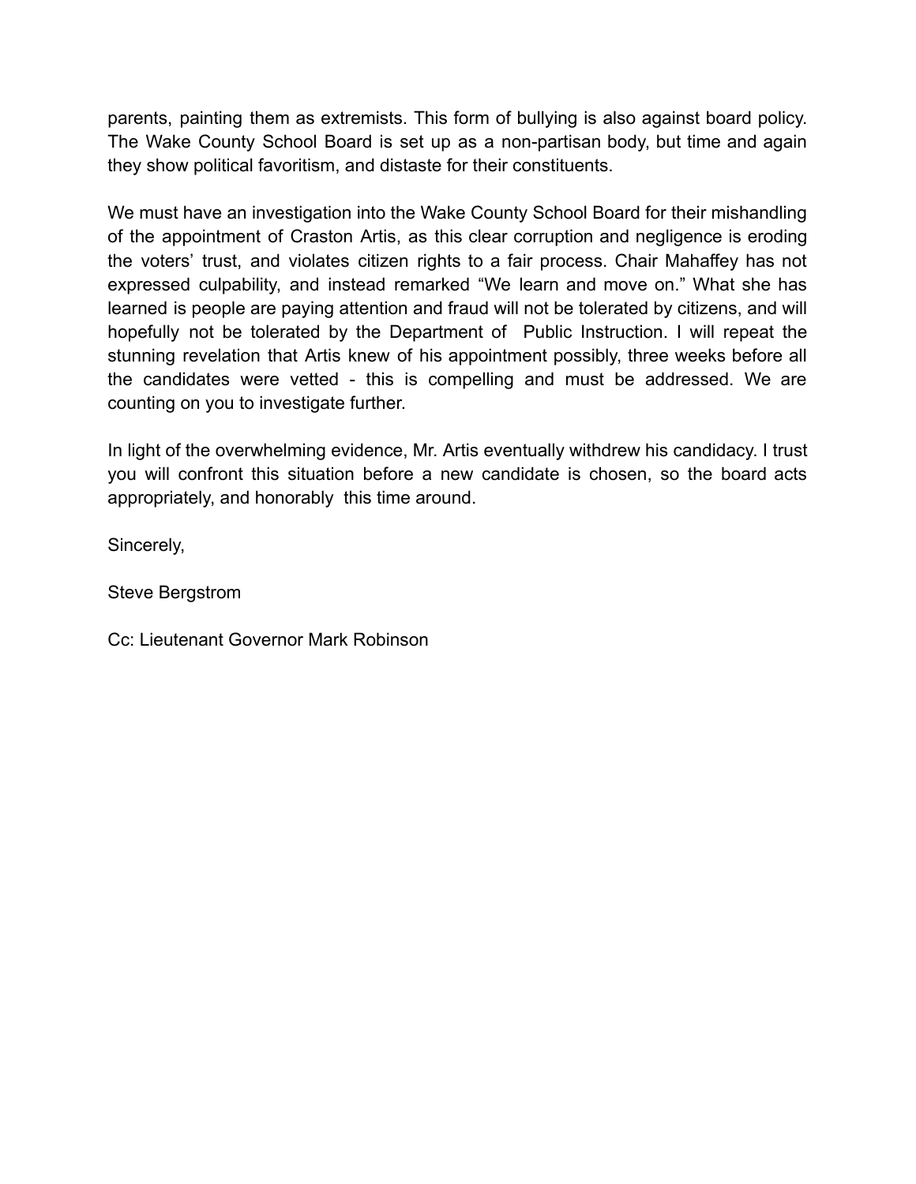parents, painting them as extremists. This form of bullying is also against board policy. The Wake County School Board is set up as a non-partisan body, but time and again they show political favoritism, and distaste for their constituents.

We must have an investigation into the Wake County School Board for their mishandling of the appointment of Craston Artis, as this clear corruption and negligence is eroding the voters' trust, and violates citizen rights to a fair process. Chair Mahaffey has not expressed culpability, and instead remarked "We learn and move on." What she has learned is people are paying attention and fraud will not be tolerated by citizens, and will hopefully not be tolerated by the Department of Public Instruction. I will repeat the stunning revelation that Artis knew of his appointment possibly, three weeks before all the candidates were vetted - this is compelling and must be addressed. We are counting on you to investigate further.

In light of the overwhelming evidence, Mr. Artis eventually withdrew his candidacy. I trust you will confront this situation before a new candidate is chosen, so the board acts appropriately, and honorably this time around.

Sincerely,

Steve Bergstrom

Cc: Lieutenant Governor Mark Robinson